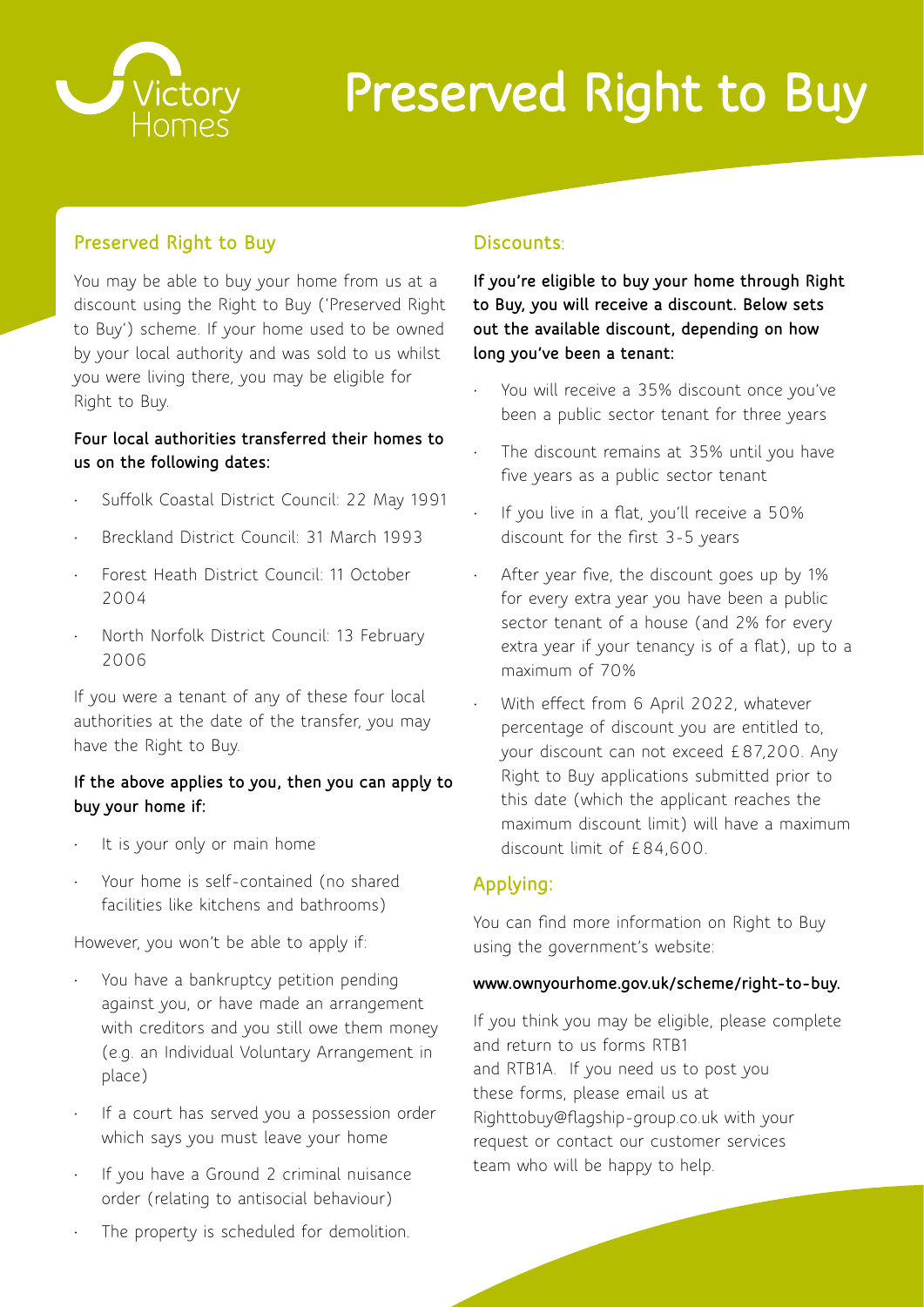Victory Homes

# Preserved Right to Buy

## Preserved Right to Buy

You may be able to buy your home from us at a discount using the Right to Buy ('Preserved Right to Buy') scheme. If your home used to be owned by your local authority and was sold to us whilst you were living there, you may be eligible for Right to Buy.

**Four local authorities transferred their homes to us on the following dates:**

- Suffolk Coastal District Council: 22 May 1991
- Breckland District Council: 31 March 1993
- Forest Heath District Council: 11 October 2004
- North Norfolk District Council: 13 February 2006

If you were a tenant of any of these four local authorities at the date of the transfer, you may have the Right to Buy.

**If the above applies to you, then you can apply to buy your home if:**

- It is your only or main home
- Your home is self-contained (no shared facilities like kitchens and bathrooms)

However, you won't be able to apply if:

- You have a bankruptcy petition pending against you, or have made an arrangement with creditors and you still owe them money (e.g. an Individual Voluntary Arrangement in place)
- If a court has served you a possession order which says you must leave your home
- If you have a Ground 2 criminal nuisance order (relating to antisocial behaviour)
- The property is scheduled for demolition.

## Discounts:

**If you're eligible to buy your home through Right to Buy, you will receive a discount. Below sets out the available discount, depending on how long you've been a tenant:**

- You will receive a 35% discount once you've been a public sector tenant for three years
- The discount remains at 35% until you have five years as a public sector tenant
- If you live in a flat, you'll receive a 50% discount for the first 3-5 years
- After year five, the discount goes up by 1% for every extra year you have been a public sector tenant of a house (and 2% for every extra year if your tenancy is of a flat), up to a maximum of 70%
- With effect from 6 April 2022, whatever percentage of discount you are entitled to, your discount can not exceed £87,200. Any Right to Buy applications submitted prior to this date (which the applicant reaches the maximum discount limit) will have a maximum discount limit of £84,600.

## Applying:

You can find more information on Right to Buy using the government's website:

**www.ownyourhome.gov.uk/scheme/right-to-buy.**

If you think you may be eligible, please complete and return to us forms RTB1 and RTB1A. If you need us to post you these forms, please email us at Righttobuy@flagship-group.co.uk with your request or contact our customer services team who will be happy to help.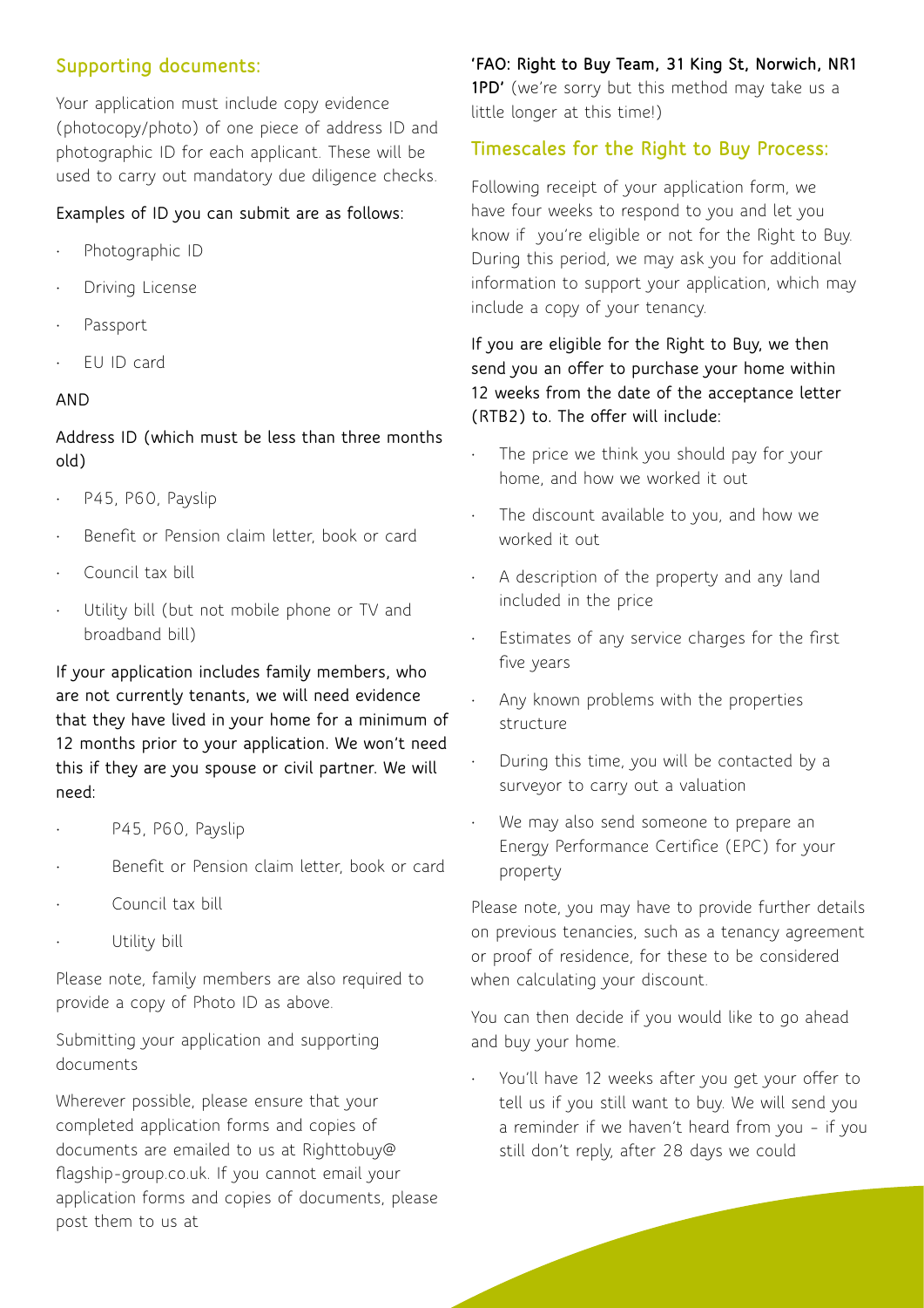## Supporting documents:

Your application must include copy evidence (photocopy/photo) of one piece of address ID and photographic ID for each applicant. These will be used to carry out mandatory due diligence checks.

Examples of ID you can submit are as follows:

- Photographic ID
- Driving License
- Passport
- EU ID card

AND

Address ID (which must be less than three months old)

- P45, P60, Payslip
- Benefit or Pension claim letter, book or card
- Council tax bill
- Utility bill (but not mobile phone or TV and broadband bill)

If your application includes family members, who are not currently tenants, we will need evidence that they have lived in your home for a minimum of 12 months prior to your application. We won't need this if they are you spouse or civil partner. We will need:

- P45, P60, Payslip
- Benefit or Pension claim letter, book or card
- Council tax bill
- Utility bill

Please note, family members are also required to provide a copy of Photo ID as above.

Submitting your application and supporting documents

Wherever possible, please ensure that your completed application forms and copies of documents are emailed to us at Righttobuy@flagship-group.co.uk. If you cannot email your application forms and copies of documents, please post them to us at **'FAO: Right to Buy Team, 31 King St, Norwich, NR1 1PD'** (we're sorry but this method may take us a little longer at this time!)

## Timescales for the Right to Buy Process:

Following receipt of your application form, we have four weeks to respond to you and let you know if you're eligible or not for the Right to Buy. During this period, we may ask you for additional information to support your application, which may include a copy of your tenancy.

If you are eligible for the Right to Buy, we then send you an offer to purchase your home within 12 weeks from the date of the acceptance letter (RTB2) to. The offer will include:

- The price we think you should pay for your home, and how we worked it out
- The discount available to you, and how we worked it out
- A description of the property and any land included in the price
- Estimates of any service charges for the first five years
- Any known problems with the properties structure
- During this time, you will be contacted by a surveyor to carry out a valuation
- We may also send someone to prepare an Energy Performance Certificate (EPC) for your property

Please note, you may have to provide further details on previous tenancies, such as a tenancy agreement or proof of residence, for these to be considered when calculating your discount.

You can then decide if you would like to go ahead and buy your home.

- You'll have 12 weeks after you get your offer to tell us if you still want to buy. We will send you a reminder if we haven't heard from you – if you still don't reply, after 28 days we could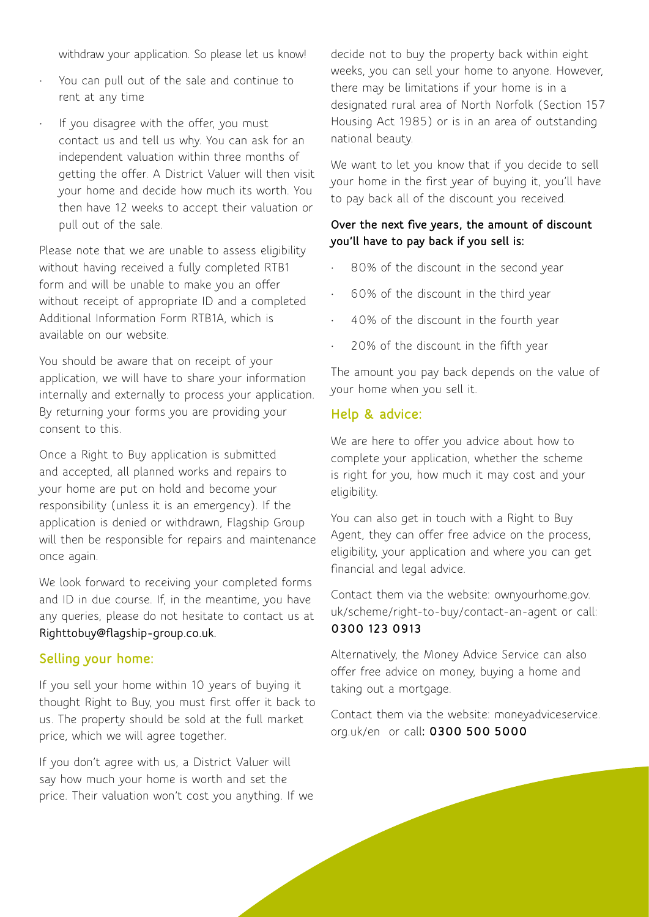withdraw your application. So please let us know!

- You can pull out of the sale and continue to rent at any time
- If you disagree with the offer, you must contact us and tell us why. You can ask for an independent valuation within three months of getting the offer. A District Valuer will then visit your home and decide how much its worth. You then have 12 weeks to accept their valuation or pull out of the sale.

Please note that we are unable to assess eligibility without having received a fully completed RTB1 form and will be unable to make you an offer without receipt of appropriate ID and a completed Additional Information Form RTB1A, which is available on our website.

You should be aware that on receipt of your application, we will have to share your information internally and externally to process your application. By returning your forms you are providing your consent to this.

Once a Right to Buy application is submitted and accepted, all planned works and repairs to your home are put on hold and become your responsibility (unless it is an emergency). If the application is denied or withdrawn, Flagship Group will then be responsible for repairs and maintenance once again.

We look forward to receiving your completed forms and ID in due course. If, in the meantime, you have any queries, please do not hesitate to contact us at Righttobuy@flagship-group.co.uk.

## Selling your home:

If you sell your home within 10 years of buying it thought Right to Buy, you must first offer it back to us. The property should be sold at the full market price, which we will agree together.

If you don't agree with us, a District Valuer will say how much your home is worth and set the price. Their valuation won't cost you anything. If we decide not to buy the property back within eight weeks, you can sell your home to anyone. However, there may be limitations if your home is in a designated rural area of North Norfolk (Section 157 Housing Act 1985) or is in an area of outstanding national beauty.

We want to let you know that if you decide to sell your home in the first year of buying it, you'll have to pay back all of the discount you received.

**Over the next five years, the amount of discount you'll have to pay back if you sell is:**

- 80% of the discount in the second year
- 60% of the discount in the third year
- 40% of the discount in the fourth year
- 20% of the discount in the fifth year

The amount you pay back depends on the value of your home when you sell it.

## Help & advice:

We are here to offer you advice about how to complete your application, whether the scheme is right for you, how much it may cost and your eligibility.

You can also get in touch with a Right to Buy Agent, they can offer free advice on the process, eligibility, your application and where you can get financial and legal advice.

Contact them via the website: ownyourhome.gov.uk/scheme/right-to-buy/contact-an-agent or call: **0300 123 0913**

Alternatively, the Money Advice Service can also offer free advice on money, buying a home and taking out a mortgage.

Contact them via the website: moneyadviceservice.org.uk/en or call: **0300 500 5000**